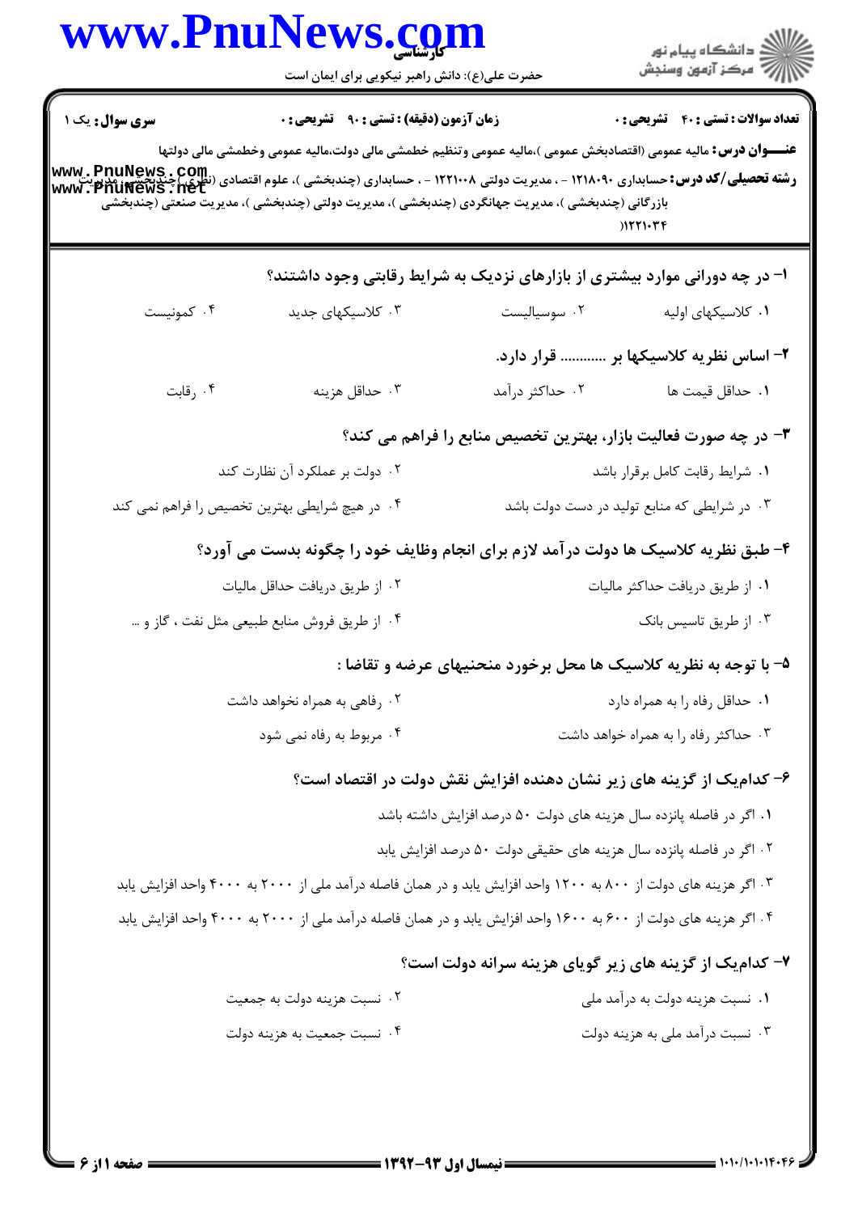**سری سوال:** یک ۱ | **زمان آزمون (دقیقه) : تستی : ۹۰ تشریحی : ۰** | **تعداد سوالات : تستی : ۴۰ تشریحی : ۰**

**عنـــوان درس:** مالیه عمومی (اقتصادبخش عمومی )،مالیه عمومی وتنظیم خطمشی مالی دولت،مالیه عمومی وخطمشی مالی دولتها

**رشته تحصیلی/کد درس:** حسابداری ۱۲۱۸۰۹۰ - ، مدیریت دولتی ۱۲۲۱۰۰۸ - ، حسابداری (چندبخشی )، علوم اقتصادی (نظری )چندبخشی، مدیریت بازرگانی (چندبخشی )، مدیریت جهانگردی (چندبخشی )، مدیریت دولتی (چندبخشی )، مدیریت صنعتی (چندبخشی )۱۲۲۱۰۳۴)

۱- در چه دورانی موارد بیشتری از بازارهای نزدیک به شرایط رقابتی وجود داشتند؟

۱. کلاسیکهای اولیه
۲. سوسیالیست
۳. کلاسیکهای جدید
۴. کمونیست

۲- اساس نظریه کلاسیکها بر ............ قرار دارد.

۱. حداقل قیمت ها
۲. حداکثر درآمد
۳. حداقل هزینه
۴. رقابت

۳- در چه صورت فعالیت بازار، بهترین تخصیص منابع را فراهم می کند؟

۱. شرایط رقابت کامل برقرار باشد
۲. دولت بر عملکرد آن نظارت کند
۳. در شرایطی که منابع تولید در دست دولت باشد
۴. در هیچ شرایطی بهترین تخصیص را فراهم نمی کند

۴- طبق نظریه کلاسیک ها دولت درآمد لازم برای انجام وظایف خود را چگونه بدست می آورد؟

۱. از طریق دریافت حداکثر مالیات
۲. از طریق دریافت حداقل مالیات
۳. از طریق تاسیس بانک
۴. از طریق فروش منابع طبیعی مثل نفت ، گاز و ...

۵- با توجه به نظریه کلاسیک ها محل برخورد منحنیهای عرضه و تقاضا :

۱. حداقل رفاه را به همراه دارد
۲. رفاهی به همراه نخواهد داشت
۳. حداکثر رفاه را به همراه خواهد داشت
۴. مربوط به رفاه نمی شود

۶- کدام‌یک از گزینه های زیر نشان دهنده افزایش نقش دولت در اقتصاد است؟

۱. اگر در فاصله پانزده سال هزینه های دولت ۵۰ درصد افزایش داشته باشد
۲. اگر در فاصله پانزده سال هزینه های حقیقی دولت ۵۰ درصد افزایش یابد
۳. اگر هزینه های دولت از ۸۰۰ به ۱۲۰۰ واحد افزایش یابد و در همان فاصله درآمد ملی از ۲۰۰۰ به ۴۰۰۰ واحد افزایش یابد
۴. اگر هزینه های دولت از ۶۰۰ به ۱۶۰۰ واحد افزایش یابد و در همان فاصله درآمد ملی از ۲۰۰۰ به ۴۰۰۰ واحد افزایش یابد

۷- کدام‌یک از گزینه های زیر گویای هزینه سرانه دولت است؟

۱. نسبت هزینه دولت به درآمد ملی
۲. نسبت هزینه دولت به جمعیت
۳. نسبت درآمد ملی به هزینه دولت
۴. نسبت جمعیت به هزینه دولت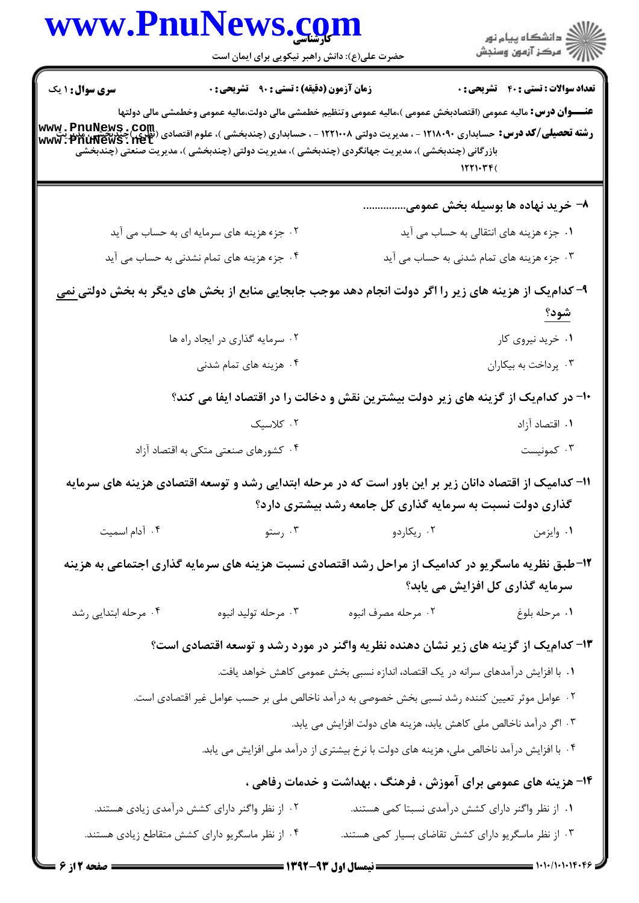**سری سوال :** ۱ یک | **زمان آزمون (دقیقه) : تستی :** ۹۰ **تشریحی :** ۰ | **تعداد سوالات : تستی :** ۴۰ **تشریحی :** ۰

**عنـــوان درس:** مالیه عمومی (اقتصادبخش عمومی )،مالیه عمومی وتنظیم خطمشی مالی دولت،مالیه عمومی وخطمشی مالی دولتها

**رشته تحصیلی/کد درس:** حسابداری ۱۲۱۸۰۹۰ - ، مدیریت دولتی ۱۲۲۱۰۰۸ - ، حسابداری (چندبخشی )، علوم اقتصادی (نظری )چندبخشی ، مدیریت بازرگانی (چندبخشی )، مدیریت جهانگردی (چندبخشی )، مدیریت دولتی (چندبخشی )، مدیریت صنعتی (چندبخشی ۱۲۲۱۰۳۴(

**۸- خرید نهاده ها بوسیله بخش عمومی..............**

۱. جزء هزینه های انتقالی به حساب می آید

۲. جزء هزینه های سرمایه ای به حساب می آید

۳. جزء هزینه های تمام شدنی به حساب می آید

۴. جزء هزینه های تمام نشدنی به حساب می آید

**۹- کدام‌یک از هزینه های زیر را اگر دولت انجام دهد موجب جابجایی منابع از بخش های دیگر به بخش دولتی نمی شود؟**

۱. خرید نیروی کار

۲. سرمایه گذاری در ایجاد راه ها

۳. پرداخت به بیکاران

۴. هزینه های تمام شدنی

**۱۰- در کدام‌یک از گزینه های زیر دولت بیشترین نقش و دخالت را در اقتصاد ایفا می کند؟**

۱. اقتصاد آزاد

۲. کلاسیک

۳. کمونیست

۴. کشورهای صنعتی متکی به اقتصاد آزاد

**۱۱- کدامیک از اقتصاد دانان زیر بر این باور است که در مرحله ابتدایی رشد و توسعه اقتصادی هزینه های سرمایه گذاری دولت نسبت به سرمایه گذاری کل جامعه رشد بیشتری دارد؟**

۱. وایزمن

۲. ریکاردو

۳. رستو

۴. آدام اسمیت

**۱۲- طبق نظریه ماسگریو در کدامیک از مراحل رشد اقتصادی نسبت هزینه های سرمایه گذاری اجتماعی به هزینه سرمایه گذاری کل افزایش می یابد؟**

۱. مرحله بلوغ

۲. مرحله مصرف انبوه

۳. مرحله تولید انبوه

۴. مرحله ابتدایی رشد

**۱۳- کدام‌یک از گزینه های زیر نشان دهنده نظریه واگنر در مورد رشد و توسعه اقتصادی است؟**

۱. با افزایش درآمدهای سرانه در یک اقتصاد، اندازه نسبی بخش عمومی کاهش خواهد یافت.

۲. عوامل موثر تعیین کننده رشد نسبی بخش خصوصی به درآمد ناخالص ملی بر حسب عوامل غیر اقتصادی است.

۳. اگر درآمد ناخالص ملی کاهش یابد، هزینه های دولت افزایش می یابد.

۴. با افزایش درآمد ناخالص ملی، هزینه های دولت با نرخ بیشتری از درآمد ملی افزایش می یابد.

**۱۴- هزینه های عمومی برای آموزش ، فرهنگ ، بهداشت و خدمات رفاهی ،**

۱. از نظر واگنر دارای کشش درآمدی نسبتا کمی هستند.

۲. از نظر واگنر دارای کشش درآمدی زیادی هستند.

۳. از نظر ماسگریو دارای کشش تقاضای بسیار کمی هستند.

۴. از نظر ماسگریو دارای کشش متقاطع زیادی هستند.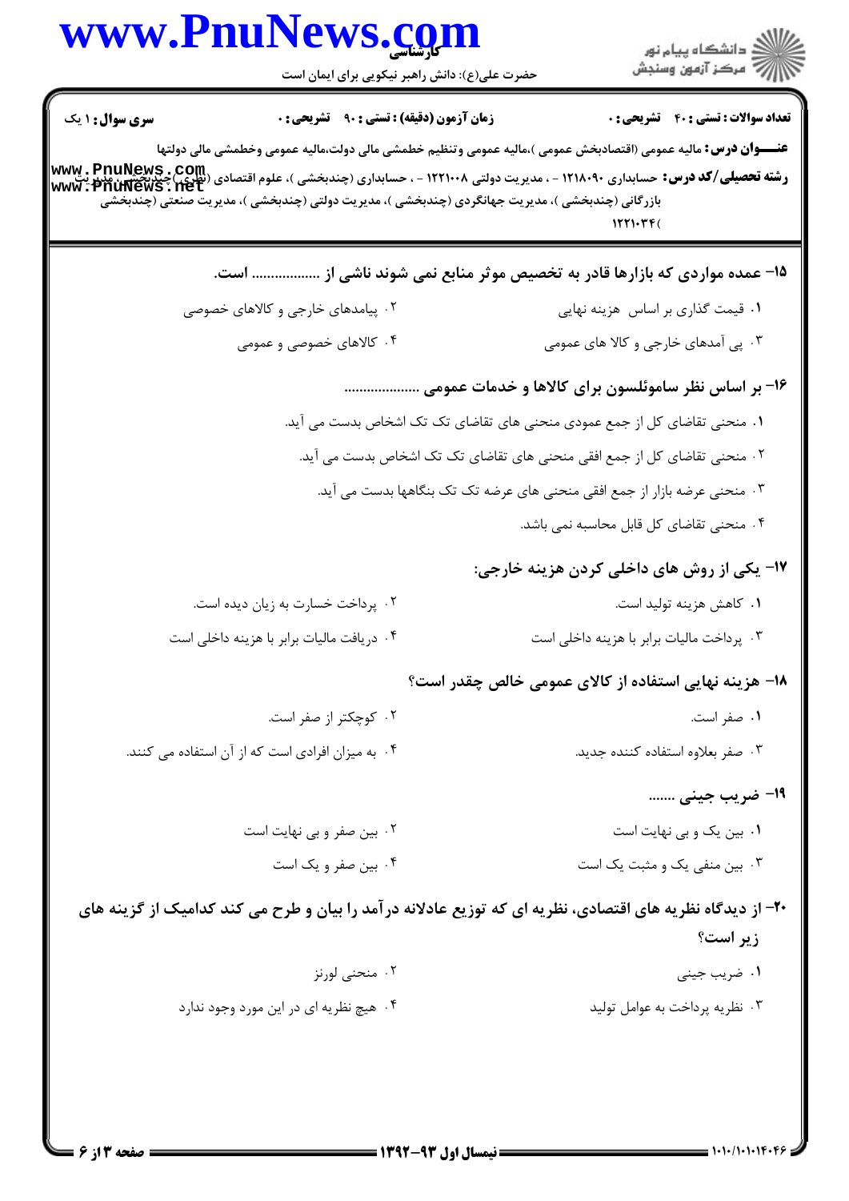**سری سوال:** ۱ یک　　**زمان آزمون (دقیقه) : تستی :** ۹۰ **تشریحی :** ۰　　**تعداد سوالات : تستی :** ۴۰ **تشریحی :** ۰

**عنـــوان درس:** مالیه عمومی (اقتصادبخش عمومی )،مالیه عمومی وتنظیم خطمشی مالی دولت،مالیه عمومی وخطمشی مالی دولتها

**رشته تحصیلی/کد درس:** حسابداری ۱۲۱۸۰۹۰ - ، مدیریت دولتی ۱۲۲۱۰۰۸ - ، حسابداری (چندبخشی)، علوم اقتصادی (نظری)،چندبخشی، مدیریت بازرگانی (چندبخشی )، مدیریت جهانگردی (چندبخشی )، مدیریت دولتی (چندبخشی )، مدیریت صنعتی (چندبخشی ۱۲۲۱۰۳۴)

**۱۵- عمده مواردی که بازارها قادر به تخصیص موثر منابع نمی شوند ناشی از ................. است.**

۱. قیمت گذاری بر اساس هزینه نهایی

۲. پیامدهای خارجی و کالاهای خصوصی

۳. پی آمدهای خارجی و کالا های عمومی

۴. کالاهای خصوصی و عمومی

**۱۶- بر اساس نظر ساموئلسون برای کالاها و خدمات عمومی ....................**

۱. منحنی تقاضای کل از جمع عمودی منحنی های تقاضای تک تک اشخاص بدست می آید.

۲. منحنی تقاضای کل از جمع افقی منحنی های تقاضای تک تک اشخاص بدست می آید.

۳. منحنی عرضه بازار از جمع افقی منحنی های عرضه تک تک بنگاهها بدست می آید.

۴. منحنی تقاضای کل قابل محاسبه نمی باشد.

**۱۷- یکی از روش های داخلی کردن هزینه خارجی:**

۱. کاهش هزینه تولید است.

۲. پرداخت خسارت به زیان دیده است.

۳. پرداخت مالیات برابر با هزینه داخلی است

۴. دریافت مالیات برابر با هزینه داخلی است

**۱۸- هزینه نهایی استفاده از کالای عمومی خالص چقدر است؟**

۱. صفر است.

۲. کوچکتر از صفر است.

۳. صفر بعلاوه استفاده کننده جدید.

۴. به میزان افرادی است که از آن استفاده می کنند.

**۱۹- ضریب جینی .......**

۱. بین یک و بی نهایت است

۲. بین صفر و بی نهایت است

۳. بین منفی یک و مثبت یک است

۴. بین صفر و یک است

**۲۰- از دیدگاه نظریه های اقتصادی، نظریه ای که توزیع عادلانه درآمد را بیان و طرح می کند کدامیک از گزینه های زیر است؟**

۱. ضریب جینی

۲. منحنی لورنز

۳. نظریه پرداخت به عوامل تولید

۴. هیچ نظریه ای در این مورد وجود ندارد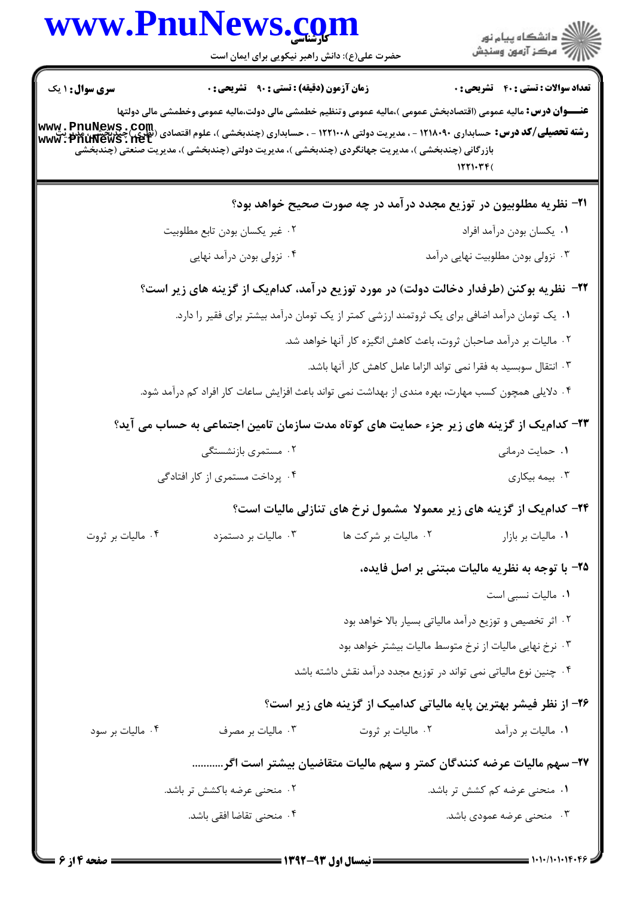**سری سوال:** ۱ یک

**زمان آزمون (دقیقه) : تستی : ۹۰ تشریحی : ۰**

**تعداد سوالات : تستی : ۴۰ تشریحی : ۰**

**عنـــوان درس:** مالیه عمومی (اقتصادبخش عمومی )،مالیه عمومی وتنظیم خطمشی مالی دولت،مالیه عمومی وخطمشی مالی دولتها

**رشته تحصیلی/کد درس:** حسابداری ۱۲۱۸۰۹۰ - ، مدیریت دولتی ۱۲۲۱۰۰۸ - ، حسابداری (چندبخشی )، علوم اقتصادی (نظری )چندبخشی ، مدیریت بازرگانی (چندبخشی )، مدیریت جهانگردی (چندبخشی )، مدیریت دولتی (چندبخشی )، مدیریت صنعتی (چندبخشی ۱۲۲۱۰۳۴(

**۲۱- نظریه مطلوبیون در توزیع مجدد درآمد در چه صورت صحیح خواهد بود؟**

۱. یکسان بودن درآمد افراد

۲. غیر یکسان بودن تابع مطلوبیت

۳. نزولی بودن مطلوبیت نهایی درآمد

۴. نزولی بودن درآمد نهایی

**۲۲- نظریه بوکنن (طرفدار دخالت دولت) در مورد توزیع درآمد، کدام‌یک از گزینه های زیر است؟**

۱. یک تومان درآمد اضافی برای یک ثروتمند ارزشی کمتر از یک تومان درآمد بیشتر برای فقیر را دارد.

۲. مالیات بر درآمد صاحبان ثروت، باعث کاهش انگیزه کار آنها خواهد شد.

۳. انتقال سوبسید به فقرا نمی تواند الزاما عامل کاهش کار آنها باشد.

۴. دلایلی همچون کسب مهارت، بهره مندی از بهداشت نمی تواند باعث افزایش ساعات کار افراد کم درآمد شود.

**۲۳- کدام‌یک از گزینه های زیر جزء حمایت های کوتاه مدت سازمان تامین اجتماعی به حساب می آید؟**

۱. حمایت درمانی

۲. مستمری بازنشستگی

۳. بیمه بیکاری

۴. پرداخت مستمری از کار افتادگی

**۲۴- کدام‌یک از گزینه های زیر معمولا مشمول نرخ های تنازلی مالیات است؟**

۱. مالیات بر بازار

۲. مالیات بر شرکت ها

۳. مالیات بر دستمزد

۴. مالیات بر ثروت

**۲۵- با توجه به نظریه مالیات مبتنی بر اصل فایده،**

۱. مالیات نسبی است

۲. اثر تخصیص و توزیع درآمد مالیاتی بسیار بالا خواهد بود

۳. نرخ نهایی مالیات از نرخ متوسط مالیات بیشتر خواهد بود

۴. چنین نوع مالیاتی نمی تواند در توزیع مجدد درآمد نقش داشته باشد

**۲۶- از نظر فیشر بهترین پایه مالیاتی کدامیک از گزینه های زیر است؟**

۱. مالیات بر درآمد

۲. مالیات بر ثروت

۳. مالیات بر مصرف

۴. مالیات بر سود

**۲۷- سهم مالیات عرضه کنندگان کمتر و سهم مالیات متقاضیان بیشتر است اگر..........**

۱. منحنی عرضه کم کشش تر باشد.

۲. منحنی عرضه باکشش تر باشد.

۳. منحنی عرضه عمودی باشد.

۴. منحنی تقاضا افقی باشد.

**نیمسال اول ۹۳-۱۳۹۲**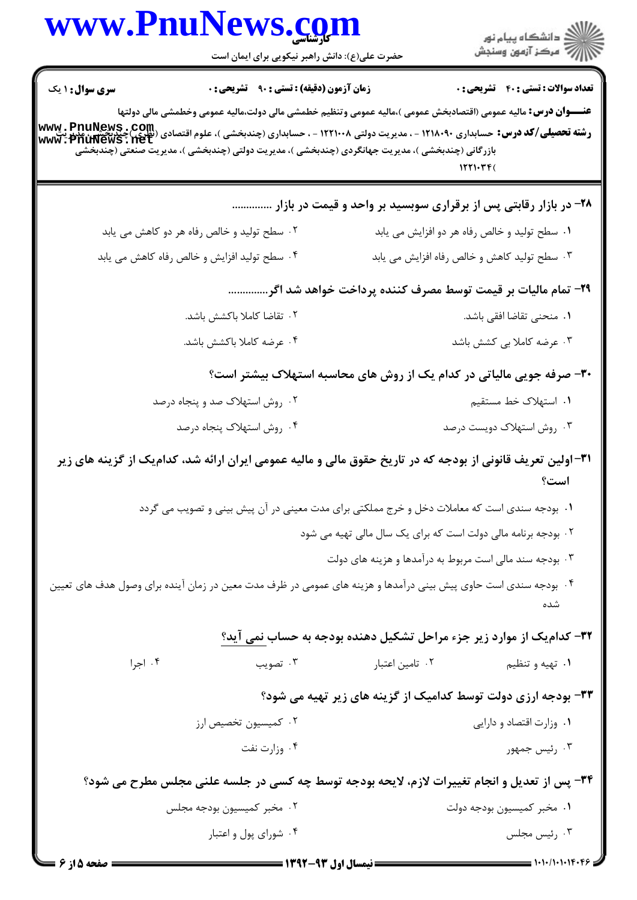**سری سوال:** ۱ یک | **زمان آزمون (دقیقه) : تستی :** ۹۰ **تشریحی :** ۰ | **تعداد سوالات : تستی :** ۴۰ **تشریحی :** ۰

**عنـــوان درس:** مالیه عمومی (اقتصادبخش عمومی )،مالیه عمومی وتنظیم خطمشی مالی دولت،مالیه عمومی وخطمشی مالی دولتها

**رشته تحصیلی/کد درس:** حسابداری ۱۲۱۸۰۹۰ - ، مدیریت دولتی ۱۲۲۱۰۰۸ - ، حسابداری (چندبخشی )، علوم اقتصادی (نظری )چندبخشی ، مدیریت بازرگانی (چندبخشی )، مدیریت جهانگردی (چندبخشی )، مدیریت دولتی (چندبخشی )، مدیریت صنعتی (چندبخشی ۱۲۲۱۰۳۴(

---

**۲۸- در بازار رقابتی پس از برقراری سوبسید بر واحد و قیمت در بازار ..............**

۱. سطح تولید و خالص رفاه هر دو افزایش می یابد

۲. سطح تولید و خالص رفاه هر دو کاهش می یابد

۳. سطح تولید کاهش و خالص رفاه افزایش می یابد

۴. سطح تولید افزایش و خالص رفاه کاهش می یابد

**۲۹- تمام مالیات بر قیمت توسط مصرف کننده پرداخت خواهد شد اگر..............**

۱. منحنی تقاضا افقی باشد.

۲. تقاضا کاملا باکشش باشد.

۳. عرضه کاملا بی کشش باشد

۴. عرضه کاملا باکشش باشد.

**۳۰- صرفه جویی مالیاتی در کدام یک از روش های محاسبه استهلاک بیشتر است؟**

۱. استهلاک خط مستقیم

۲. روش استهلاک صد و پنجاه درصد

۳. روش استهلاک دویست درصد

۴. روش استهلاک پنجاه درصد

**۳۱- اولین تعریف قانونی از بودجه که در تاریخ حقوق مالی و مالیه عمومی ایران ارائه شد، کدام‌یک از گزینه های زیر است؟**

۱. بودجه سندی است که معاملات دخل و خرج مملکتی برای مدت معینی در آن پیش بینی و تصویب می گردد

۲. بودجه برنامه مالی دولت است که برای یک سال مالی تهیه می شود

۳. بودجه سند مالی است مربوط به درآمدها و هزینه های دولت

۴. بودجه سندی است حاوی پیش بینی درآمدها و هزینه های عمومی در ظرف مدت معین در زمان آینده برای وصول هدف های تعیین شده

**۳۲- کدام‌یک از موارد زیر جزء مراحل تشکیل دهنده بودجه به حساب نمی آید؟**

۱. تهیه و تنظیم

۲. تامین اعتبار

۳. تصویب

۴. اجرا

**۳۳- بودجه ارزی دولت توسط کدامیک از گزینه های زیر تهیه می شود؟**

۱. وزارت اقتصاد و دارایی

۲. کمیسیون تخصیص ارز

۳. رئیس جمهور

۴. وزارت نفت

**۳۴- پس از تعدیل و انجام تغییرات لازم، لایحه بودجه توسط چه کسی در جلسه علنی مجلس مطرح می شود؟**

۱. مخبر کمیسیون بودجه دولت

۲. مخبر کمیسیون بودجه مجلس

۳. رئیس مجلس

۴. شورای پول و اعتبار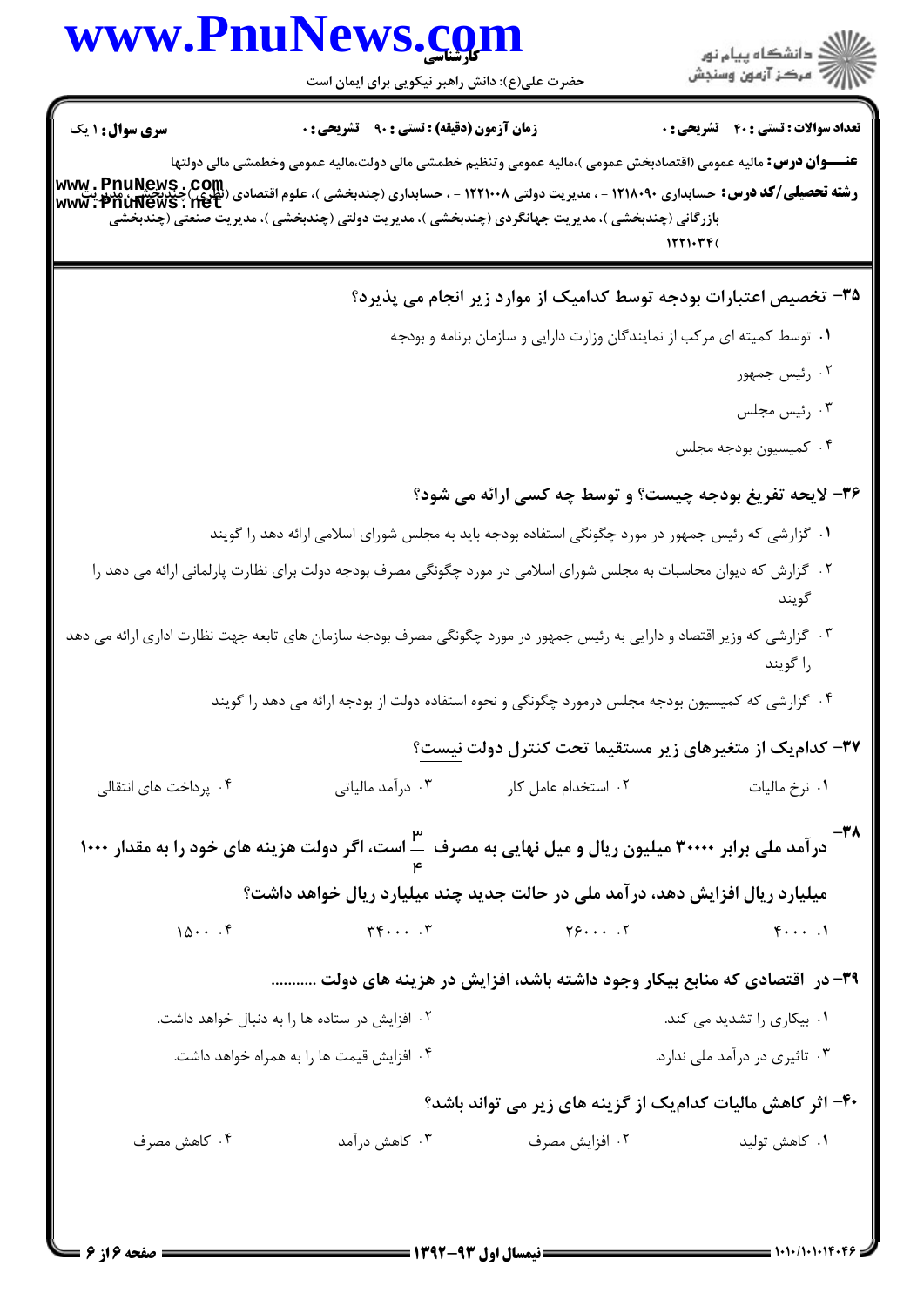**سری سوال:** ۱ یک

**زمان آزمون (دقیقه) : تستی : ۹۰ تشریحی : ۰**

**تعداد سوالات : تستی : ۴۰ تشریحی : ۰**

**عنـــوان درس:** مالیه عمومی (اقتصادبخش عمومی )،مالیه عمومی وتنظیم خطمشی مالی دولت،مالیه عمومی وخطمشی مالی دولتها

**رشته تحصیلی/کد درس:** حسابداری ۱۲۱۸۰۹۰ - ، مدیریت دولتی ۱۲۲۱۰۰۸ - ، حسابداری (چندبخشی )، علوم اقتصادی (نظری )چندبخشی ، مدیریت بازرگانی (چندبخشی )، مدیریت جهانگردی (چندبخشی )، مدیریت دولتی (چندبخشی )، مدیریت صنعتی (چندبخشی ) ۱۲۲۱۰۳۴)

**۳۵- تخصیص اعتبارات بودجه توسط کدامیک از موارد زیر انجام می پذیرد؟**

۱. توسط کمیته ای مرکب از نمایندگان وزارت دارایی و سازمان برنامه و بودجه

۲. رئیس جمهور

۳. رئیس مجلس

۴. کمیسیون بودجه مجلس

**۳۶- لایحه تفریغ بودجه چیست؟ و توسط چه کسی ارائه می شود؟**

۱. گزارشی که رئیس جمهور در مورد چگونگی استفاده بودجه باید به مجلس شورای اسلامی ارائه دهد را گویند

۲. گزارش که دیوان محاسبات به مجلس شورای اسلامی در مورد چگونگی مصرف بودجه دولت برای نظارت پارلمانی ارائه می دهد را گویند

۳. گزارشی که وزیر اقتصاد و دارایی به رئیس جمهور در مورد چگونگی مصرف بودجه سازمان های تابعه جهت نظارت اداری ارائه می دهد را گویند

۴. گزارشی که کمیسیون بودجه مجلس درمورد چگونگی و نحوه استفاده دولت از بودجه ارائه می دهد را گویند

**۳۷- کدام‌یک از متغیرهای زیر مستقیما تحت کنترل دولت نیست؟**

۱. نرخ مالیات

۲. استخدام عامل کار

۳. درآمد مالیاتی

۴. پرداخت های انتقالی

**۳۸- درآمد ملی برابر ۳۰۰۰۰ میلیون ریال و میل نهایی به مصرف $\frac{3}{4}$ است، اگر دولت هزینه های خود را به مقدار ۱۰۰۰ میلیارد ریال افزایش دهد، درآمد ملی در حالت جدید چند میلیارد ریال خواهد داشت؟**

۱. ۴۰۰۰

۲. ۲۶۰۰۰

۳. ۳۴۰۰۰

۴. ۱۵۰۰۰

**۳۹- در اقتصادی که منابع بیکار وجود داشته باشد، افزایش در هزینه های دولت ...........**

۱. بیکاری را تشدید می کند.

۲. افزایش در ستاده ها را به دنبال خواهد داشت.

۳. تاثیری در درآمد ملی ندارد.

۴. افزایش قیمت ها را به همراه خواهد داشت.

**۴۰- اثر کاهش مالیات کدام‌یک از گزینه های زیر می تواند باشد؟**

۱. کاهش تولید

۲. افزایش مصرف

۳. کاهش درآمد

۴. کاهش مصرف